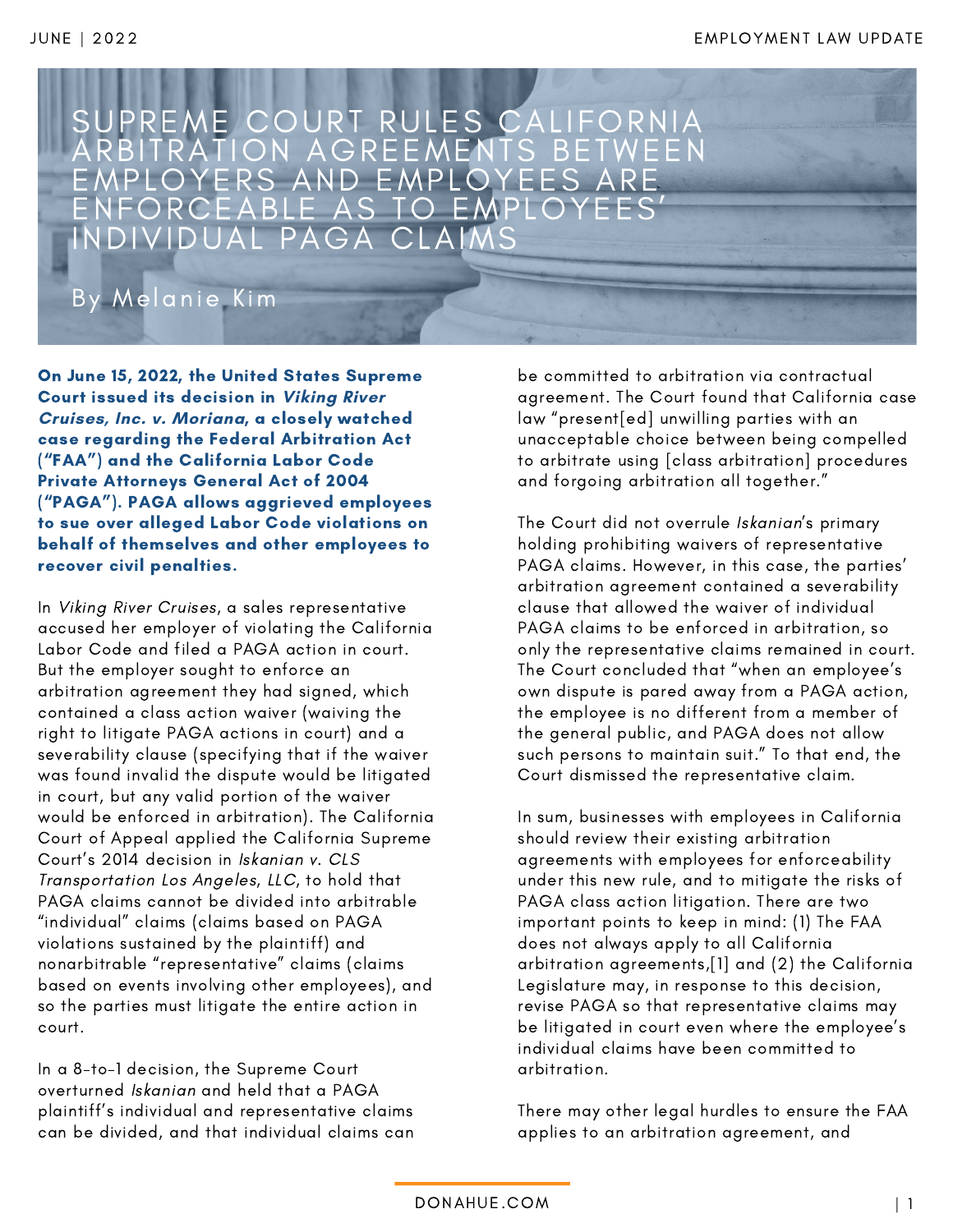# SUPREME COURT RULES CALIFORNIA ARBITRATION AGREEMENTS BETWEEN EMPLOYERS AND EMPLOYEES ARE ENFORCEABLE AS TO EMPLOYEES' INDIVIDUAL PAGA CLAIMS

By Melanie Kim

**On June 15, 2022, the United States Supreme Court issued its decision in *Viking River Cruises, Inc. v. Moriana*, a closely watched case regarding the Federal Arbitration Act ("FAA") and the California Labor Code Private Attorneys General Act of 2004 ("PAGA"). PAGA allows aggrieved employees to sue over alleged Labor Code violations on behalf of themselves and other employees to recover civil penalties.**

In *Viking River Cruises*, a sales representative accused her employer of violating the California Labor Code and filed a PAGA action in court. But the employer sought to enforce an arbitration agreement they had signed, which contained a class action waiver (waiving the right to litigate PAGA actions in court) and a severability clause (specifying that if the waiver was found invalid the dispute would be litigated in court, but any valid portion of the waiver would be enforced in arbitration). The California Court of Appeal applied the California Supreme Court's 2014 decision in *Iskanian v. CLS Transportation Los Angeles, LLC*, to hold that PAGA claims cannot be divided into arbitrable "individual" claims (claims based on PAGA violations sustained by the plaintiff) and nonarbitrable "representative" claims (claims based on events involving other employees), and so the parties must litigate the entire action in court.

In a 8-to-1 decision, the Supreme Court overturned *Iskanian* and held that a PAGA plaintiff's individual and representative claims can be divided, and that individual claims can be committed to arbitration via contractual agreement. The Court found that California case law "present[ed] unwilling parties with an unacceptable choice between being compelled to arbitrate using [class arbitration] procedures and forgoing arbitration all together."

The Court did not overrule *Iskanian*'s primary holding prohibiting waivers of representative PAGA claims. However, in this case, the parties' arbitration agreement contained a severability clause that allowed the waiver of individual PAGA claims to be enforced in arbitration, so only the representative claims remained in court. The Court concluded that "when an employee's own dispute is pared away from a PAGA action, the employee is no different from a member of the general public, and PAGA does not allow such persons to maintain suit." To that end, the Court dismissed the representative claim.

In sum, businesses with employees in California should review their existing arbitration agreements with employees for enforceability under this new rule, and to mitigate the risks of PAGA class action litigation. There are two important points to keep in mind: (1) The FAA does not always apply to all California arbitration agreements,[1] and (2) the California Legislature may, in response to this decision, revise PAGA so that representative claims may be litigated in court even where the employee's individual claims have been committed to arbitration.

There may other legal hurdles to ensure the FAA applies to an arbitration agreement, and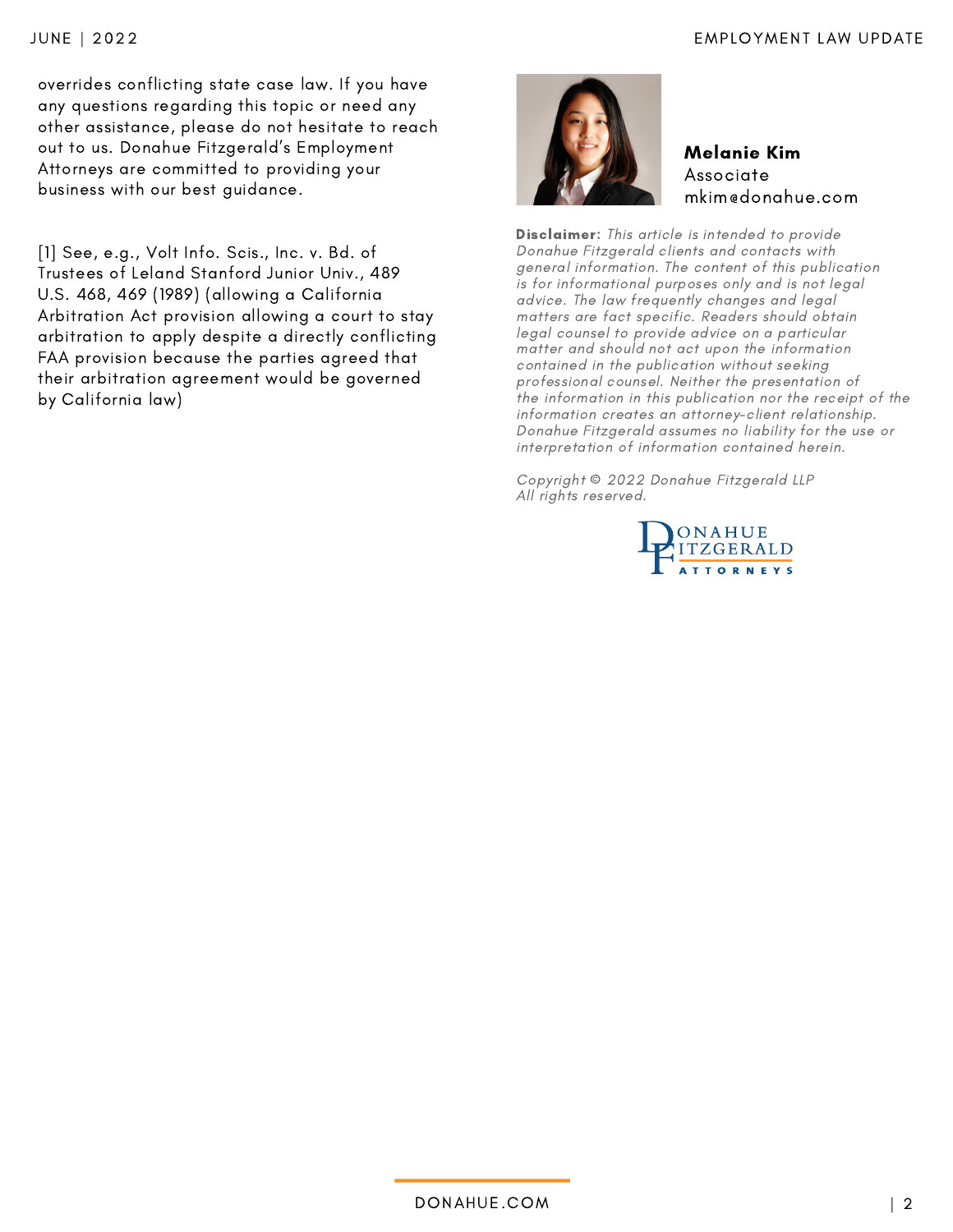overrides conflicting state case law. If you have any questions regarding this topic or need any other assistance, please do not hesitate to reach out to us. Donahue Fitzgerald's Employment Attorneys are committed to providing your business with our best guidance.

[1] See, e.g., Volt Info. Scis., Inc. v. Bd. of Trustees of Leland Stanford Junior Univ., 489 U.S. 468, 469 (1989) (allowing a California Arbitration Act provision allowing a court to stay arbitration to apply despite a directly conflicting FAA provision because the parties agreed that their arbitration agreement would be governed by California law)

**Melanie Kim**
Associate
mkim@donahue.com

**Disclaimer:** *This article is intended to provide Donahue Fitzgerald clients and contacts with general information. The content of this publication is for informational purposes only and is not legal advice. The law frequently changes and legal matters are fact specific. Readers should obtain legal counsel to provide advice on a particular matter and should not act upon the information contained in the publication without seeking professional counsel. Neither the presentation of the information in this publication nor the receipt of the information creates an attorney-client relationship. Donahue Fitzgerald assumes no liability for the use or interpretation of information contained herein.*

*Copyright © 2022 Donahue Fitzgerald LLP*
*All rights reserved.*

DONAHUE FITZGERALD ATTORNEYS